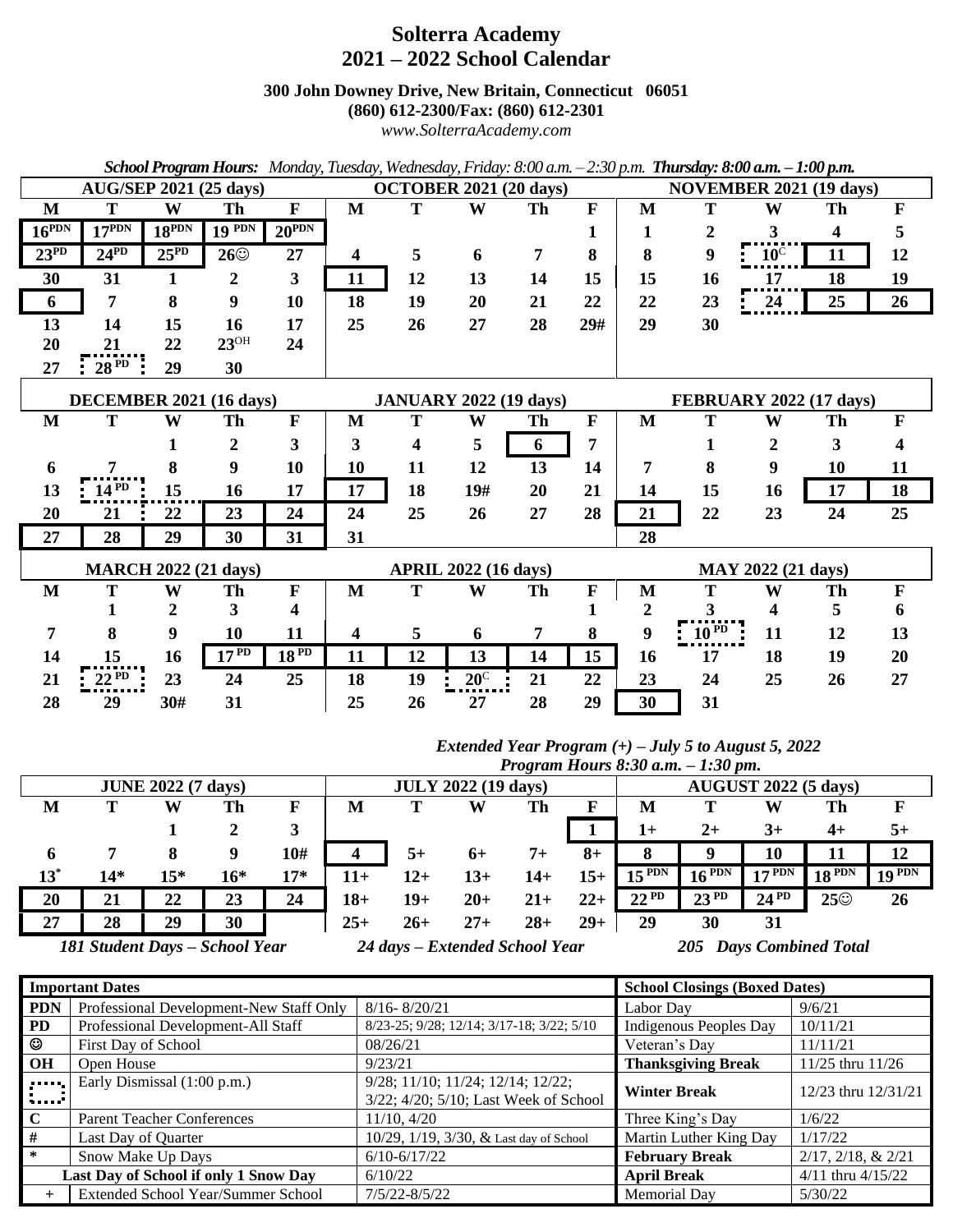# Solterra Academy
## 2021 – 2022 School Calendar

**300 John Downey Drive, New Britain, Connecticut 06051**
**(860) 612-2300/Fax: (860) 612-2301**
*www.SolterraAcademy.com*

***School Program Hours:*** *Monday, Tuesday, Wednesday, Friday: 8:00 a.m. – 2:30 p.m.* ***Thursday: 8:00 a.m. – 1:00 p.m.***

**AUG/SEP 2021 (25 days)**

| M | T | W | Th | F |
|---|---|---|---|---|
| 16 PDN | 17 PDN | 18 PDN | 19 PDN | 20 PDN |
| 23 PD | 24 PD | 25 PD | 26☺ | 27 |
| 30 | 31 | 1 | 2 | 3 |
| 6 | 7 | 8 | 9 | 10 |
| 13 | 14 | 15 | 16 | 17 |
| 20 | 21 | 22 | 23 OH | 24 |
| 27 | 28 PD | 29 | 30 | |

**OCTOBER 2021 (20 days)**

| M | T | W | Th | F |
|---|---|---|---|---|
| | | | | 1 |
| 4 | 5 | 6 | 7 | 8 |
| 11 | 12 | 13 | 14 | 15 |
| 18 | 19 | 20 | 21 | 22 |
| 25 | 26 | 27 | 28 | 29# |

**NOVEMBER 2021 (19 days)**

| M | T | W | Th | F |
|---|---|---|---|---|
| 1 | 2 | 3 | 4 | 5 |
| 8 | 9 | 10 C | 11 | 12 |
| 15 | 16 | 17 | 18 | 19 |
| 22 | 23 | 24 | 25 | 26 |
| 29 | 30 | | | |

**DECEMBER 2021 (16 days)**

| M | T | W | Th | F |
|---|---|---|---|---|
| | | 1 | 2 | 3 |
| 6 | 7 | 8 | 9 | 10 |
| 13 | 14 PD | 15 | 16 | 17 |
| 20 | 21 | 22 | 23 | 24 |
| 27 | 28 | 29 | 30 | 31 |

**JANUARY 2022 (19 days)**

| M | T | W | Th | F |
|---|---|---|---|---|
| 3 | 4 | 5 | 6 | 7 |
| 10 | 11 | 12 | 13 | 14 |
| 17 | 18 | 19# | 20 | 21 |
| 24 | 25 | 26 | 27 | 28 |
| 31 | | | | |

**FEBRUARY 2022 (17 days)**

| M | T | W | Th | F |
|---|---|---|---|---|
| | 1 | 2 | 3 | 4 |
| 7 | 8 | 9 | 10 | 11 |
| 14 | 15 | 16 | 17 | 18 |
| 21 | 22 | 23 | 24 | 25 |
| 28 | | | | |

**MARCH 2022 (21 days)**

| M | T | W | Th | F |
|---|---|---|---|---|
| | 1 | 2 | 3 | 4 |
| 7 | 8 | 9 | 10 | 11 |
| 14 | 15 | 16 | 17 PD | 18 PD |
| 21 | 22 PD | 23 | 24 | 25 |
| 28 | 29 | 30# | 31 | |

**APRIL 2022 (16 days)**

| M | T | W | Th | F |
|---|---|---|---|---|
| | | | | 1 |
| 4 | 5 | 6 | 7 | 8 |
| 11 | 12 | 13 | 14 | 15 |
| 18 | 19 | 20 C | 21 | 22 |
| 25 | 26 | 27 | 28 | 29 |

**MAY 2022 (21 days)**

| M | T | W | Th | F |
|---|---|---|---|---|
| 2 | 3 | 4 | 5 | 6 |
| 9 | 10 PD | 11 | 12 | 13 |
| 16 | 17 | 18 | 19 | 20 |
| 23 | 24 | 25 | 26 | 27 |
| 30 | 31 | | | |

***Extended Year Program (+) – July 5 to August 5, 2022***
***Program Hours 8:30 a.m. – 1:30 pm.***

**JUNE 2022 (7 days)**

| M | T | W | Th | F |
|---|---|---|---|---|
| | | 1 | 2 | 3 |
| 6 | 7 | 8 | 9 | 10# |
| 13* | 14* | 15* | 16* | 17* |
| 20 | 21 | 22 | 23 | 24 |
| 27 | 28 | 29 | 30 | |

**JULY 2022 (19 days)**

| M | T | W | Th | F |
|---|---|---|---|---|
| | | | | 1 |
| 4 | 5+ | 6+ | 7+ | 8+ |
| 11+ | 12+ | 13+ | 14+ | 15+ |
| 18+ | 19+ | 20+ | 21+ | 22+ |
| 25+ | 26+ | 27+ | 28+ | 29+ |

**AUGUST 2022 (5 days)**

| M | T | W | Th | F |
|---|---|---|---|---|
| 1+ | 2+ | 3+ | 4+ | 5+ |
| 8 | 9 | 10 | 11 | 12 |
| 15 PDN | 16 PDN | 17 PDN | 18 PDN | 19 PDN |
| 22 PD | 23 PD | 24 PD | 25☺ | 26 |
| 29 | 30 | 31 | | |

***181 Student Days – School Year*** &nbsp;&nbsp; ***24 days – Extended School Year*** &nbsp;&nbsp; ***205 Days Combined Total***

| Important Dates | | |
|---|---|---|
| PDN | Professional Development-New Staff Only | 8/16- 8/20/21 |
| PD | Professional Development-All Staff | 8/23-25; 9/28; 12/14; 3/17-18; 3/22; 5/10 |
| ☺ | First Day of School | 08/26/21 |
| OH | Open House | 9/23/21 |
| (dotted box) | Early Dismissal (1:00 p.m.) | 9/28; 11/10; 11/24; 12/14; 12/22; 3/22; 4/20; 5/10; Last Week of School |
| C | Parent Teacher Conferences | 11/10, 4/20 |
| # | Last Day of Quarter | 10/29, 1/19, 3/30, & Last day of School |
| * | Snow Make Up Days | 6/10-6/17/22 |
| Last Day of School if only 1 Snow Day | | 6/10/22 |
| + | Extended School Year/Summer School | 7/5/22-8/5/22 |

| School Closings (Boxed Dates) | |
|---|---|
| Labor Day | 9/6/21 |
| Indigenous Peoples Day | 10/11/21 |
| Veteran's Day | 11/11/21 |
| **Thanksgiving Break** | 11/25 thru 11/26 |
| **Winter Break** | 12/23 thru 12/31/21 |
| Three King's Day | 1/6/22 |
| Martin Luther King Day | 1/17/22 |
| **February Break** | 2/17, 2/18, & 2/21 |
| **April Break** | 4/11 thru 4/15/22 |
| Memorial Day | 5/30/22 |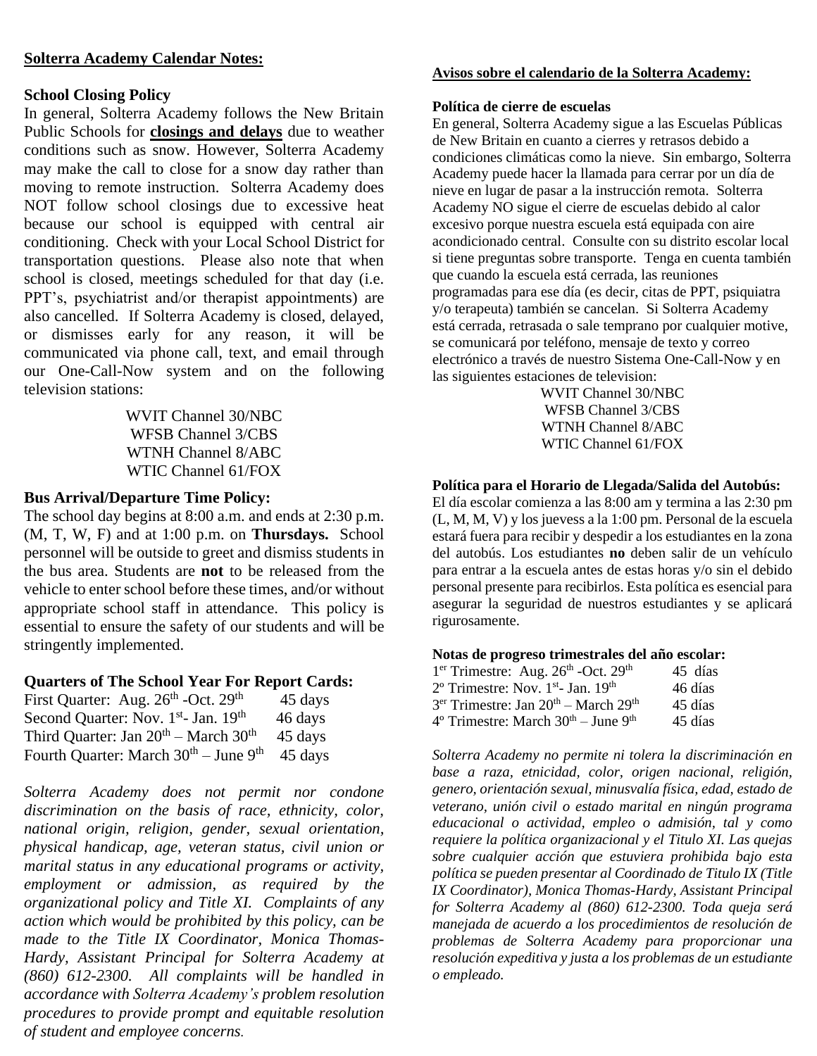**Solterra Academy Calendar Notes:**

**School Closing Policy**

In general, Solterra Academy follows the New Britain Public Schools for **closings and delays** due to weather conditions such as snow. However, Solterra Academy may make the call to close for a snow day rather than moving to remote instruction. Solterra Academy does NOT follow school closings due to excessive heat because our school is equipped with central air conditioning. Check with your Local School District for transportation questions. Please also note that when school is closed, meetings scheduled for that day (i.e. PPT's, psychiatrist and/or therapist appointments) are also cancelled. If Solterra Academy is closed, delayed, or dismisses early for any reason, it will be communicated via phone call, text, and email through our One-Call-Now system and on the following television stations:

WVIT Channel 30/NBC
WFSB Channel 3/CBS
WTNH Channel 8/ABC
WTIC Channel 61/FOX

**Bus Arrival/Departure Time Policy:**

The school day begins at 8:00 a.m. and ends at 2:30 p.m. (M, T, W, F) and at 1:00 p.m. on **Thursdays.** School personnel will be outside to greet and dismiss students in the bus area. Students are **not** to be released from the vehicle to enter school before these times, and/or without appropriate school staff in attendance. This policy is essential to ensure the safety of our students and will be stringently implemented.

**Quarters of The School Year For Report Cards:**

| | |
|---|---|
| First Quarter: Aug. 26th -Oct. 29th | 45 days |
| Second Quarter: Nov. 1st- Jan. 19th | 46 days |
| Third Quarter: Jan 20th – March 30th | 45 days |
| Fourth Quarter: March 30th – June 9th | 45 days |

*Solterra Academy does not permit nor condone discrimination on the basis of race, ethnicity, color, national origin, religion, gender, sexual orientation, physical handicap, age, veteran status, civil union or marital status in any educational programs or activity, employment or admission, as required by the organizational policy and Title XI. Complaints of any action which would be prohibited by this policy, can be made to the Title IX Coordinator, Monica Thomas-Hardy, Assistant Principal for Solterra Academy at (860) 612-2300. All complaints will be handled in accordance with Solterra Academy's problem resolution procedures to provide prompt and equitable resolution of student and employee concerns.*

**Avisos sobre el calendario de la Solterra Academy:**

**Política de cierre de escuelas**

En general, Solterra Academy sigue a las Escuelas Públicas de New Britain en cuanto a cierres y retrasos debido a condiciones climáticas como la nieve. Sin embargo, Solterra Academy puede hacer la llamada para cerrar por un día de nieve en lugar de pasar a la instrucción remota. Solterra Academy NO sigue el cierre de escuelas debido al calor excesivo porque nuestra escuela está equipada con aire acondicionado central. Consulte con su distrito escolar local si tiene preguntas sobre transporte. Tenga en cuenta también que cuando la escuela está cerrada, las reuniones programadas para ese día (es decir, citas de PPT, psiquiatra y/o terapeuta) también se cancelan. Si Solterra Academy está cerrada, retrasada o sale temprano por cualquier motive, se comunicará por teléfono, mensaje de texto y correo electrónico a través de nuestro Sistema One-Call-Now y en las siguientes estaciones de television:

WVIT Channel 30/NBC
WFSB Channel 3/CBS
WTNH Channel 8/ABC
WTIC Channel 61/FOX

**Política para el Horario de Llegada/Salida del Autobús:**

El día escolar comienza a las 8:00 am y termina a las 2:30 pm (L, M, M, V) y los juevess a la 1:00 pm. Personal de la escuela estará fuera para recibir y despedir a los estudiantes en la zona del autobús. Los estudiantes **no** deben salir de un vehículo para entrar a la escuela antes de estas horas y/o sin el debido personal presente para recibirlos. Esta política es esencial para asegurar la seguridad de nuestros estudiantes y se aplicará rigurosamente.

**Notas de progreso trimestrales del año escolar:**

| | |
|---|---|
| 1er Trimestre: Aug. 26th -Oct. 29th | 45 días |
| 2º Trimestre: Nov. 1st- Jan. 19th | 46 días |
| 3er Trimestre: Jan 20th – March 29th | 45 días |
| 4º Trimestre: March 30th – June 9th | 45 días |

*Solterra Academy no permite ni tolera la discriminación en base a raza, etnicidad, color, origen nacional, religión, genero, orientación sexual, minusvalía física, edad, estado de veterano, unión civil o estado marital en ningún programa educacional o actividad, empleo o admisión, tal y como requiere la política organizacional y el Titulo XI. Las quejas sobre cualquier acción que estuviera prohibida bajo esta política se pueden presentar al Coordinado de Titulo IX (Title IX Coordinator), Monica Thomas-Hardy, Assistant Principal for Solterra Academy al (860) 612-2300. Toda queja será manejada de acuerdo a los procedimientos de resolución de problemas de Solterra Academy para proporcionar una resolución expeditiva y justa a los problemas de un estudiante o empleado.*